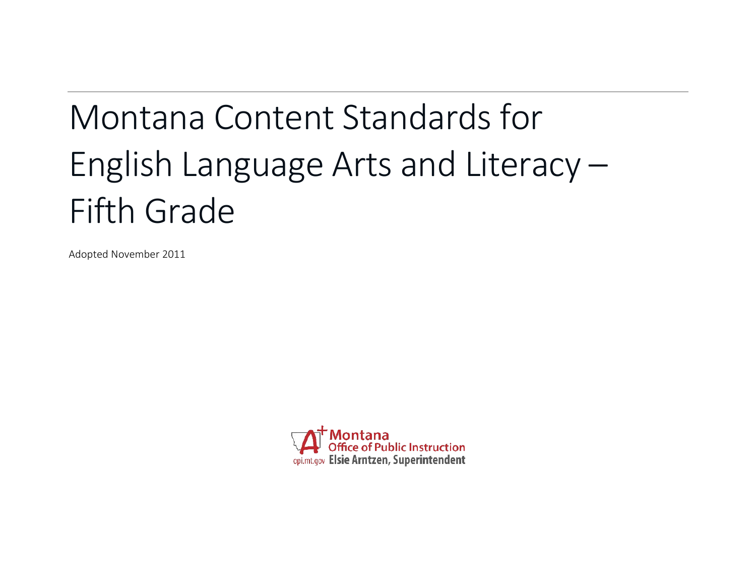# Montana Content Standards for English Language Arts and Literacy – Fifth Grade

Adopted November 2011

Montana Office of Public Instruction
opi.mt.gov Elsie Arntzen, Superintendent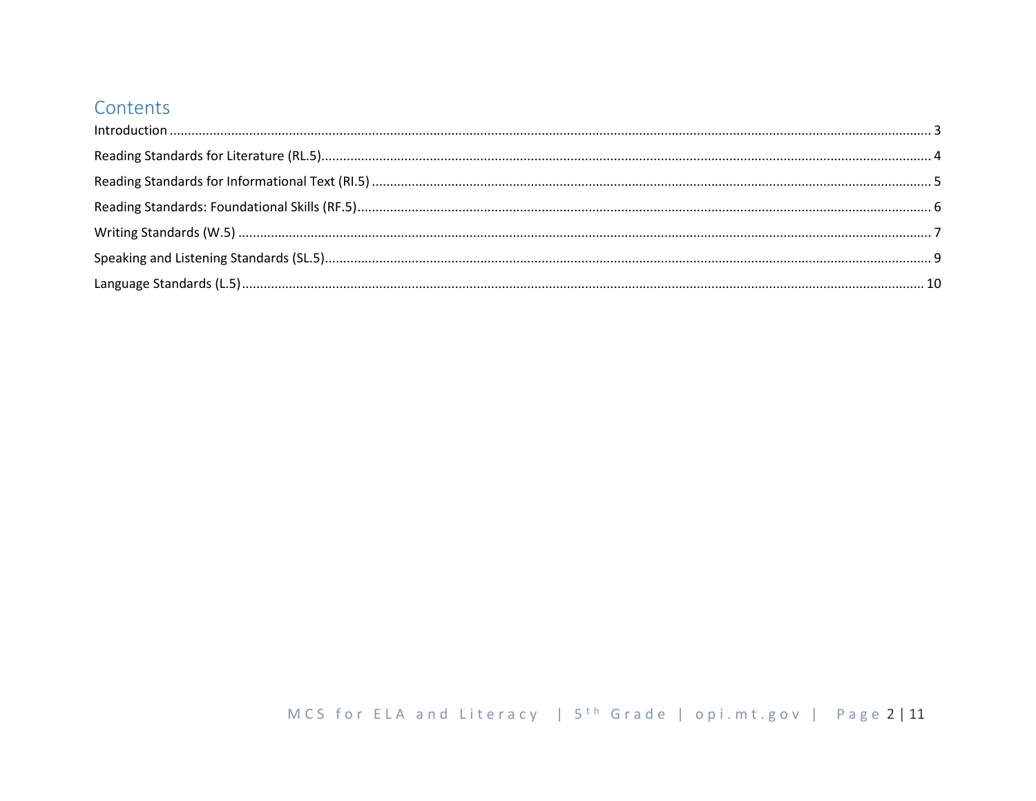## Contents

Introduction ........ 3

Reading Standards for Literature (RL.5) ........ 4

Reading Standards for Informational Text (RI.5) ........ 5

Reading Standards: Foundational Skills (RF.5) ........ 6

Writing Standards (W.5) ........ 7

Speaking and Listening Standards (SL.5) ........ 9

Language Standards (L.5) ........ 10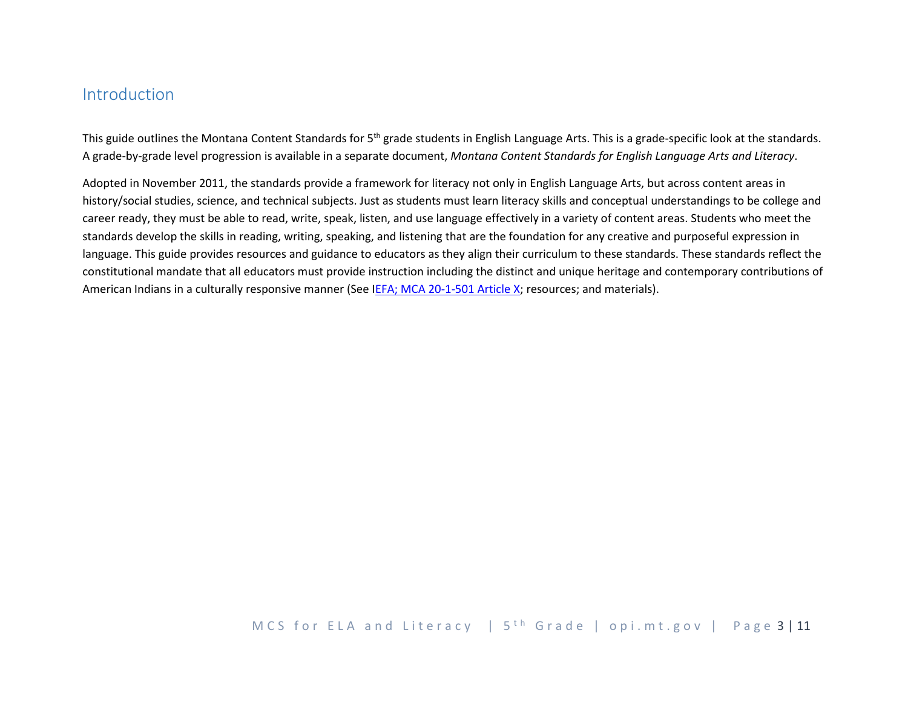## Introduction

This guide outlines the Montana Content Standards for 5th grade students in English Language Arts. This is a grade-specific look at the standards. A grade-by-grade level progression is available in a separate document, *Montana Content Standards for English Language Arts and Literacy*.

Adopted in November 2011, the standards provide a framework for literacy not only in English Language Arts, but across content areas in history/social studies, science, and technical subjects. Just as students must learn literacy skills and conceptual understandings to be college and career ready, they must be able to read, write, speak, listen, and use language effectively in a variety of content areas. Students who meet the standards develop the skills in reading, writing, speaking, and listening that are the foundation for any creative and purposeful expression in language. This guide provides resources and guidance to educators as they align their curriculum to these standards. These standards reflect the constitutional mandate that all educators must provide instruction including the distinct and unique heritage and contemporary contributions of American Indians in a culturally responsive manner (See IEFA; MCA 20-1-501 Article X; resources; and materials).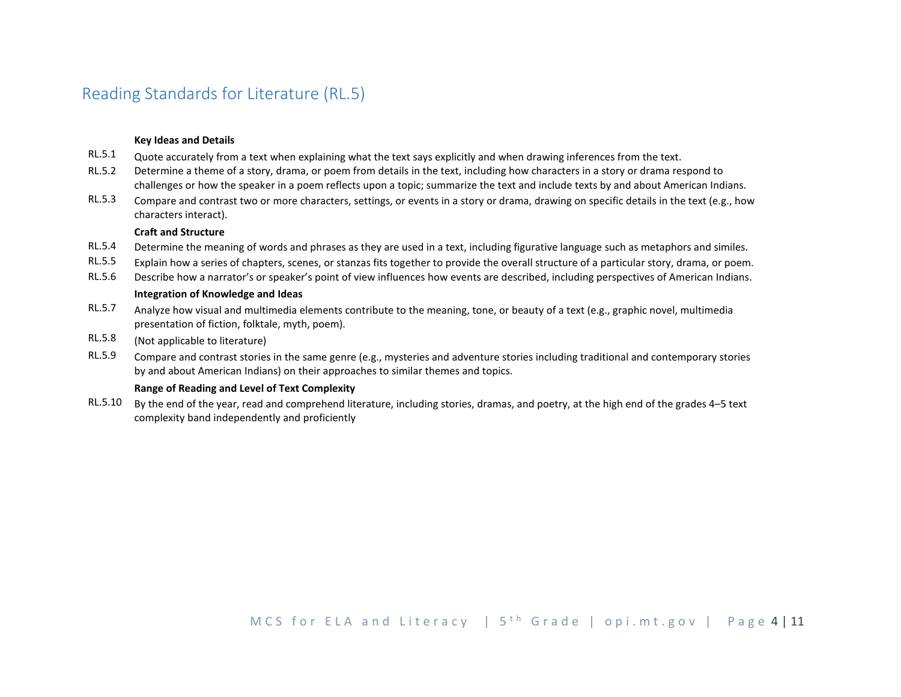## Reading Standards for Literature (RL.5)

**Key Ideas and Details**

RL.5.1 Quote accurately from a text when explaining what the text says explicitly and when drawing inferences from the text.

RL.5.2 Determine a theme of a story, drama, or poem from details in the text, including how characters in a story or drama respond to challenges or how the speaker in a poem reflects upon a topic; summarize the text and include texts by and about American Indians.

RL.5.3 Compare and contrast two or more characters, settings, or events in a story or drama, drawing on specific details in the text (e.g., how characters interact).

**Craft and Structure**

RL.5.4 Determine the meaning of words and phrases as they are used in a text, including figurative language such as metaphors and similes.

RL.5.5 Explain how a series of chapters, scenes, or stanzas fits together to provide the overall structure of a particular story, drama, or poem.

RL.5.6 Describe how a narrator's or speaker's point of view influences how events are described, including perspectives of American Indians.

**Integration of Knowledge and Ideas**

RL.5.7 Analyze how visual and multimedia elements contribute to the meaning, tone, or beauty of a text (e.g., graphic novel, multimedia presentation of fiction, folktale, myth, poem).

RL.5.8 (Not applicable to literature)

RL.5.9 Compare and contrast stories in the same genre (e.g., mysteries and adventure stories including traditional and contemporary stories by and about American Indians) on their approaches to similar themes and topics.

**Range of Reading and Level of Text Complexity**

RL.5.10 By the end of the year, read and comprehend literature, including stories, dramas, and poetry, at the high end of the grades 4–5 text complexity band independently and proficiently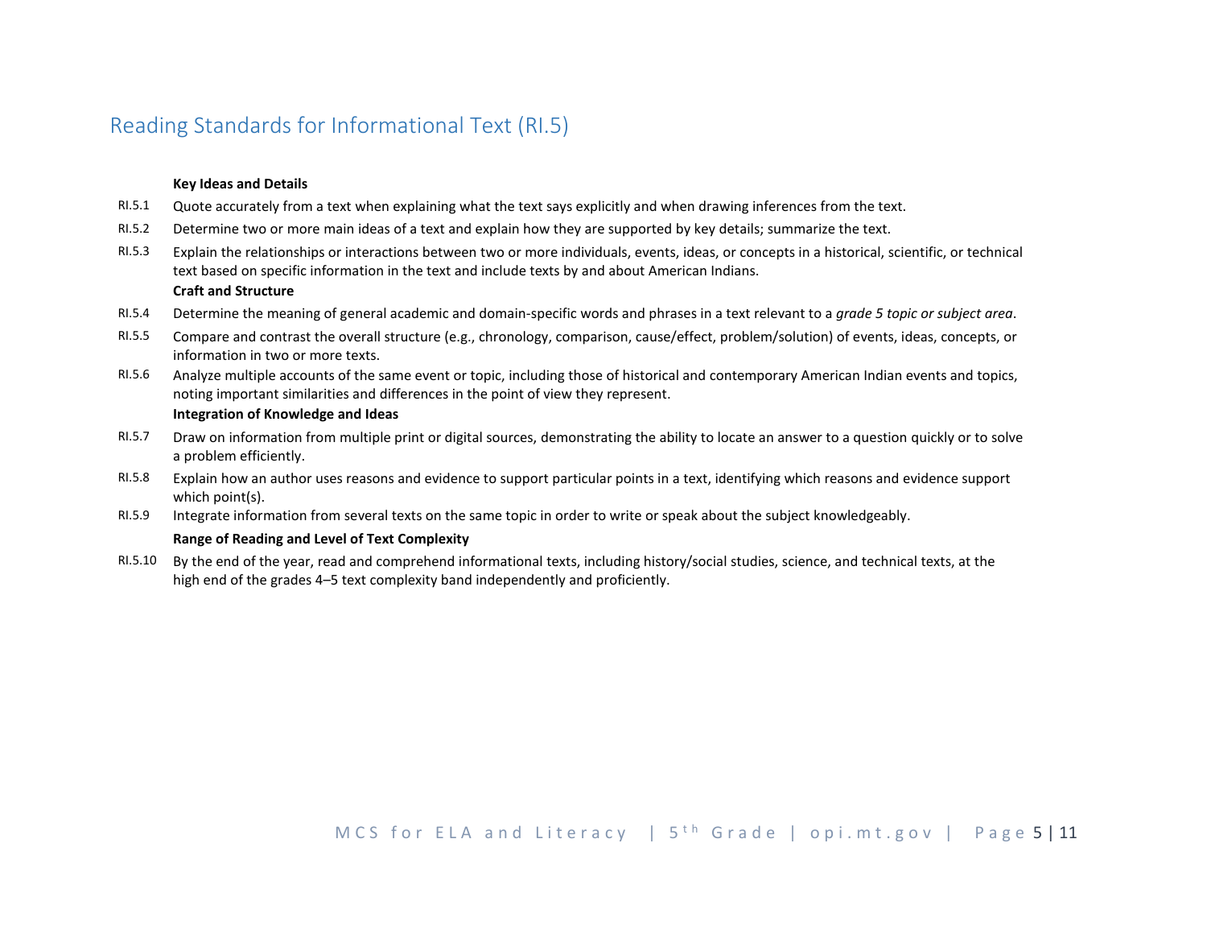## Reading Standards for Informational Text (RI.5)

**Key Ideas and Details**

RI.5.1 Quote accurately from a text when explaining what the text says explicitly and when drawing inferences from the text.

RI.5.2 Determine two or more main ideas of a text and explain how they are supported by key details; summarize the text.

RI.5.3 Explain the relationships or interactions between two or more individuals, events, ideas, or concepts in a historical, scientific, or technical text based on specific information in the text and include texts by and about American Indians.

**Craft and Structure**

RI.5.4 Determine the meaning of general academic and domain-specific words and phrases in a text relevant to a *grade 5 topic or subject area*.

RI.5.5 Compare and contrast the overall structure (e.g., chronology, comparison, cause/effect, problem/solution) of events, ideas, concepts, or information in two or more texts.

RI.5.6 Analyze multiple accounts of the same event or topic, including those of historical and contemporary American Indian events and topics, noting important similarities and differences in the point of view they represent.

**Integration of Knowledge and Ideas**

RI.5.7 Draw on information from multiple print or digital sources, demonstrating the ability to locate an answer to a question quickly or to solve a problem efficiently.

RI.5.8 Explain how an author uses reasons and evidence to support particular points in a text, identifying which reasons and evidence support which point(s).

RI.5.9 Integrate information from several texts on the same topic in order to write or speak about the subject knowledgeably.

**Range of Reading and Level of Text Complexity**

RI.5.10 By the end of the year, read and comprehend informational texts, including history/social studies, science, and technical texts, at the high end of the grades 4–5 text complexity band independently and proficiently.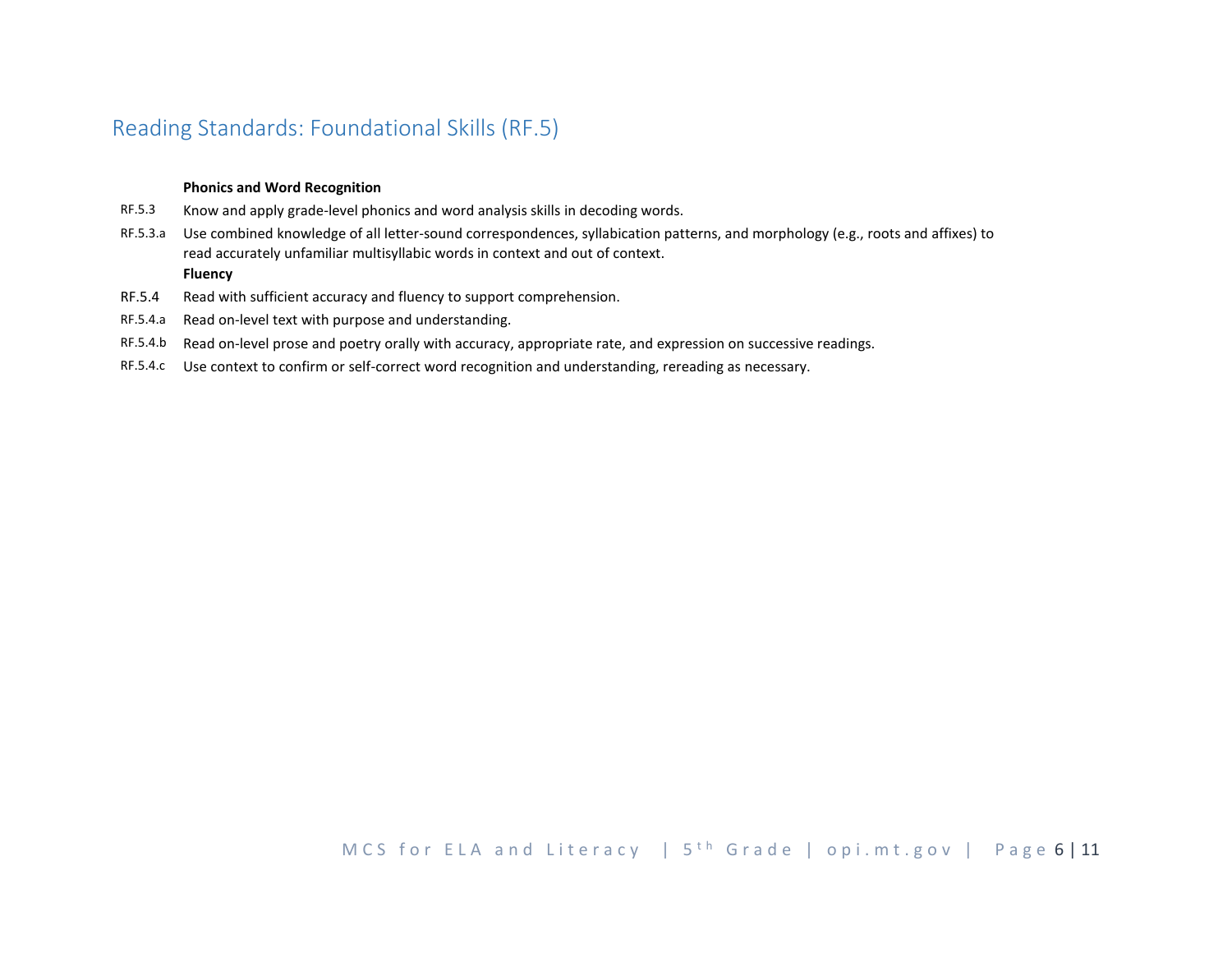## Reading Standards: Foundational Skills (RF.5)

**Phonics and Word Recognition**

RF.5.3 Know and apply grade-level phonics and word analysis skills in decoding words.

RF.5.3.a Use combined knowledge of all letter-sound correspondences, syllabication patterns, and morphology (e.g., roots and affixes) to read accurately unfamiliar multisyllabic words in context and out of context.

**Fluency**

RF.5.4 Read with sufficient accuracy and fluency to support comprehension.

RF.5.4.a Read on-level text with purpose and understanding.

RF.5.4.b Read on-level prose and poetry orally with accuracy, appropriate rate, and expression on successive readings.

RF.5.4.c Use context to confirm or self-correct word recognition and understanding, rereading as necessary.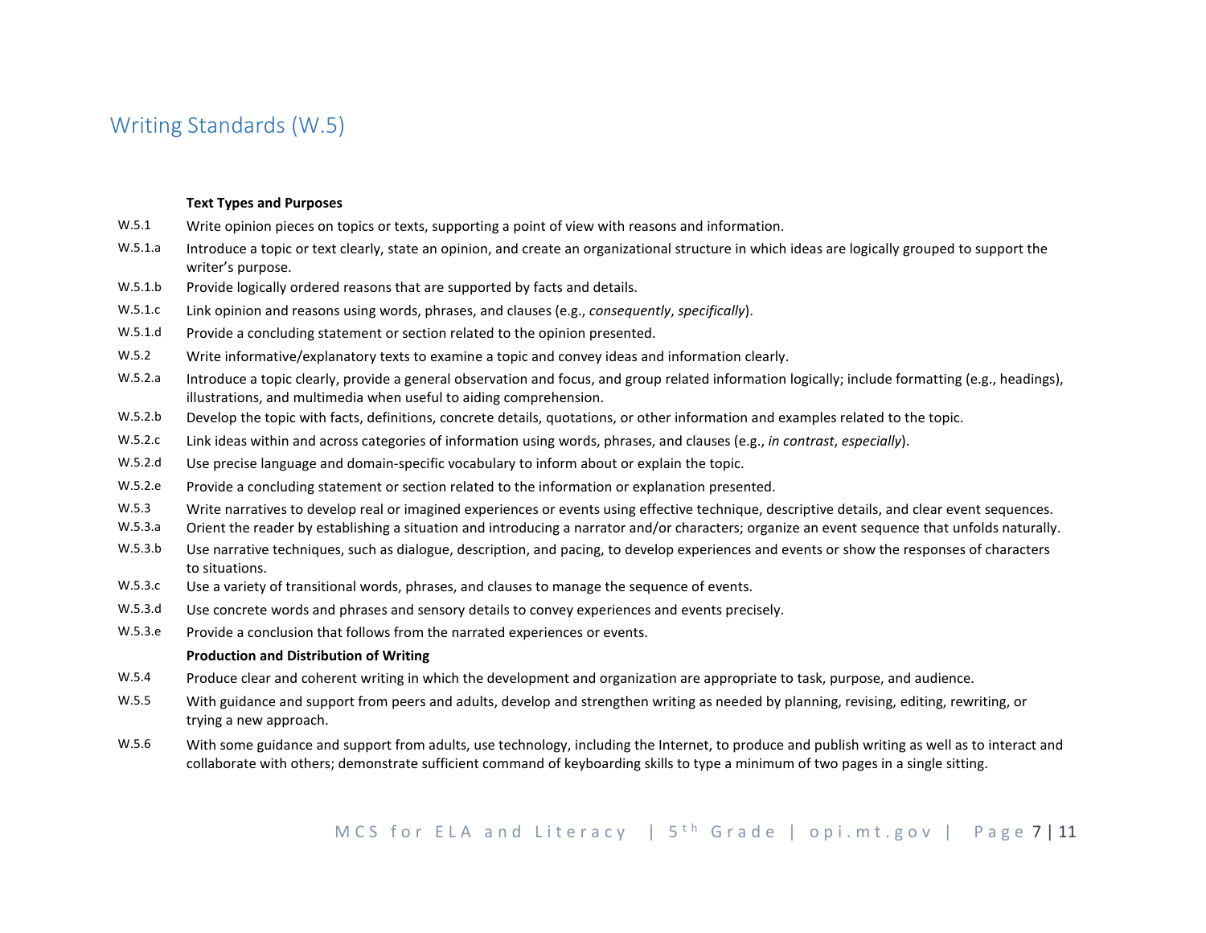## Writing Standards (W.5)

**Text Types and Purposes**

| | |
|---|---|
| W.5.1 | Write opinion pieces on topics or texts, supporting a point of view with reasons and information. |
| W.5.1.a | Introduce a topic or text clearly, state an opinion, and create an organizational structure in which ideas are logically grouped to support the writer's purpose. |
| W.5.1.b | Provide logically ordered reasons that are supported by facts and details. |
| W.5.1.c | Link opinion and reasons using words, phrases, and clauses (e.g., *consequently*, *specifically*). |
| W.5.1.d | Provide a concluding statement or section related to the opinion presented. |
| W.5.2 | Write informative/explanatory texts to examine a topic and convey ideas and information clearly. |
| W.5.2.a | Introduce a topic clearly, provide a general observation and focus, and group related information logically; include formatting (e.g., headings), illustrations, and multimedia when useful to aiding comprehension. |
| W.5.2.b | Develop the topic with facts, definitions, concrete details, quotations, or other information and examples related to the topic. |
| W.5.2.c | Link ideas within and across categories of information using words, phrases, and clauses (e.g., *in contrast*, *especially*). |
| W.5.2.d | Use precise language and domain-specific vocabulary to inform about or explain the topic. |
| W.5.2.e | Provide a concluding statement or section related to the information or explanation presented. |
| W.5.3 | Write narratives to develop real or imagined experiences or events using effective technique, descriptive details, and clear event sequences. |
| W.5.3.a | Orient the reader by establishing a situation and introducing a narrator and/or characters; organize an event sequence that unfolds naturally. |
| W.5.3.b | Use narrative techniques, such as dialogue, description, and pacing, to develop experiences and events or show the responses of characters to situations. |
| W.5.3.c | Use a variety of transitional words, phrases, and clauses to manage the sequence of events. |
| W.5.3.d | Use concrete words and phrases and sensory details to convey experiences and events precisely. |
| W.5.3.e | Provide a conclusion that follows from the narrated experiences or events. |

**Production and Distribution of Writing**

| | |
|---|---|
| W.5.4 | Produce clear and coherent writing in which the development and organization are appropriate to task, purpose, and audience. |
| W.5.5 | With guidance and support from peers and adults, develop and strengthen writing as needed by planning, revising, editing, rewriting, or trying a new approach. |
| W.5.6 | With some guidance and support from adults, use technology, including the Internet, to produce and publish writing as well as to interact and collaborate with others; demonstrate sufficient command of keyboarding skills to type a minimum of two pages in a single sitting. |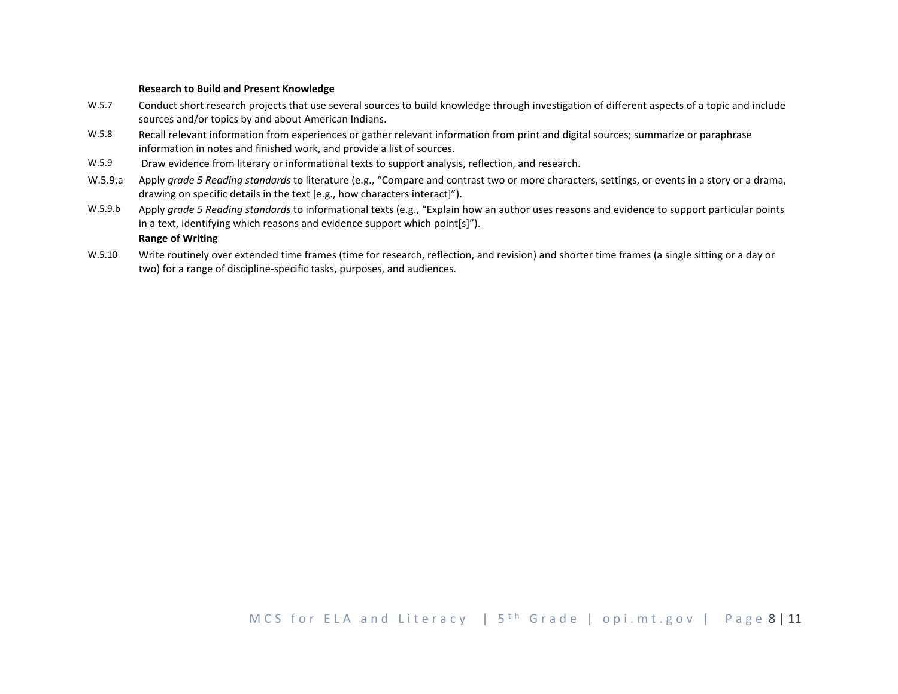**Research to Build and Present Knowledge**

W.5.7 Conduct short research projects that use several sources to build knowledge through investigation of different aspects of a topic and include sources and/or topics by and about American Indians.

W.5.8 Recall relevant information from experiences or gather relevant information from print and digital sources; summarize or paraphrase information in notes and finished work, and provide a list of sources.

W.5.9 Draw evidence from literary or informational texts to support analysis, reflection, and research.

W.5.9.a Apply *grade 5 Reading standards* to literature (e.g., "Compare and contrast two or more characters, settings, or events in a story or a drama, drawing on specific details in the text [e.g., how characters interact]").

W.5.9.b Apply *grade 5 Reading standards* to informational texts (e.g., "Explain how an author uses reasons and evidence to support particular points in a text, identifying which reasons and evidence support which point[s]").

**Range of Writing**

W.5.10 Write routinely over extended time frames (time for research, reflection, and revision) and shorter time frames (a single sitting or a day or two) for a range of discipline-specific tasks, purposes, and audiences.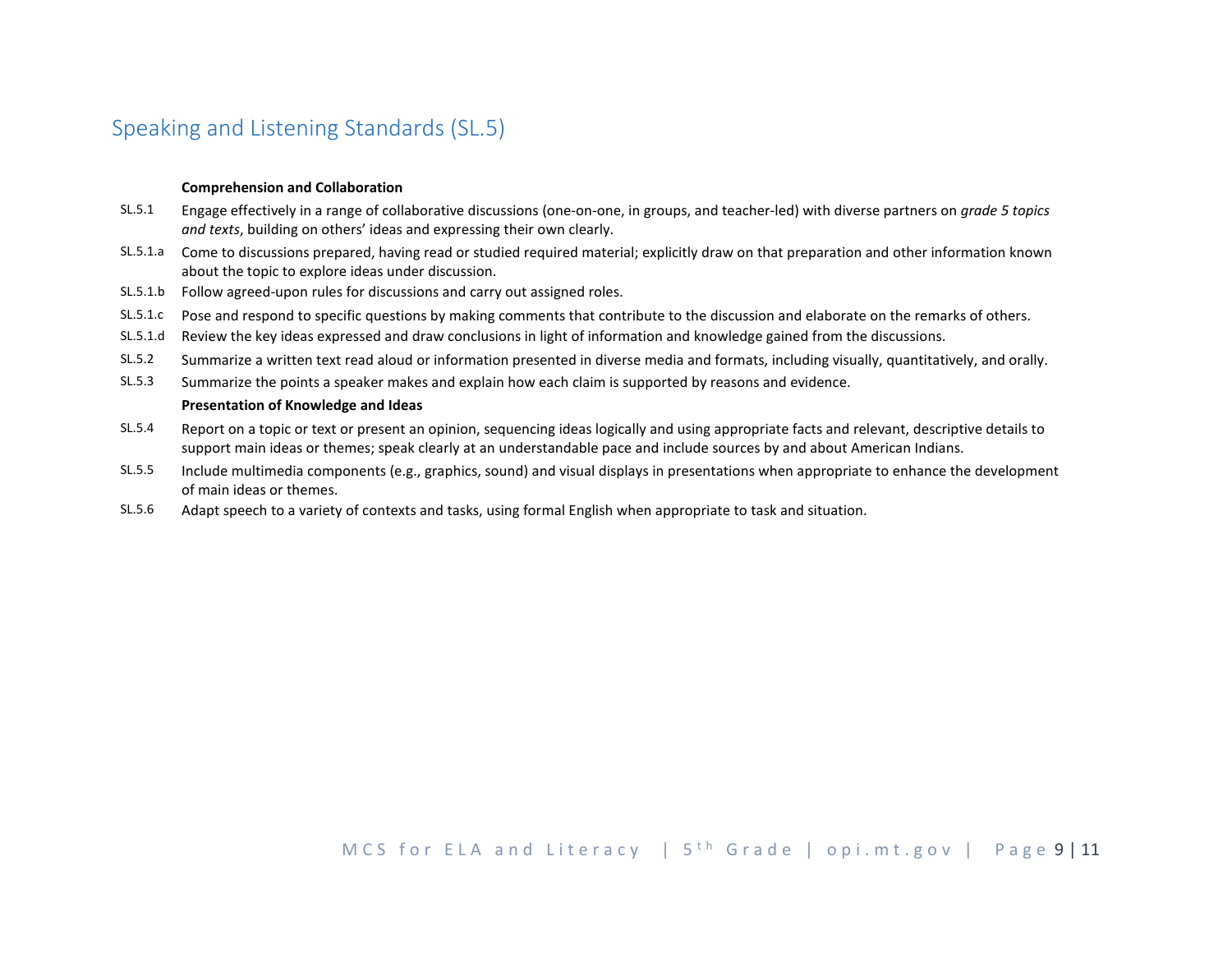## Speaking and Listening Standards (SL.5)

**Comprehension and Collaboration**

SL.5.1 Engage effectively in a range of collaborative discussions (one-on-one, in groups, and teacher-led) with diverse partners on *grade 5 topics and texts*, building on others' ideas and expressing their own clearly.

SL.5.1.a Come to discussions prepared, having read or studied required material; explicitly draw on that preparation and other information known about the topic to explore ideas under discussion.

SL.5.1.b Follow agreed-upon rules for discussions and carry out assigned roles.

SL.5.1.c Pose and respond to specific questions by making comments that contribute to the discussion and elaborate on the remarks of others.

SL.5.1.d Review the key ideas expressed and draw conclusions in light of information and knowledge gained from the discussions.

SL.5.2 Summarize a written text read aloud or information presented in diverse media and formats, including visually, quantitatively, and orally.

SL.5.3 Summarize the points a speaker makes and explain how each claim is supported by reasons and evidence.

**Presentation of Knowledge and Ideas**

SL.5.4 Report on a topic or text or present an opinion, sequencing ideas logically and using appropriate facts and relevant, descriptive details to support main ideas or themes; speak clearly at an understandable pace and include sources by and about American Indians.

SL.5.5 Include multimedia components (e.g., graphics, sound) and visual displays in presentations when appropriate to enhance the development of main ideas or themes.

SL.5.6 Adapt speech to a variety of contexts and tasks, using formal English when appropriate to task and situation.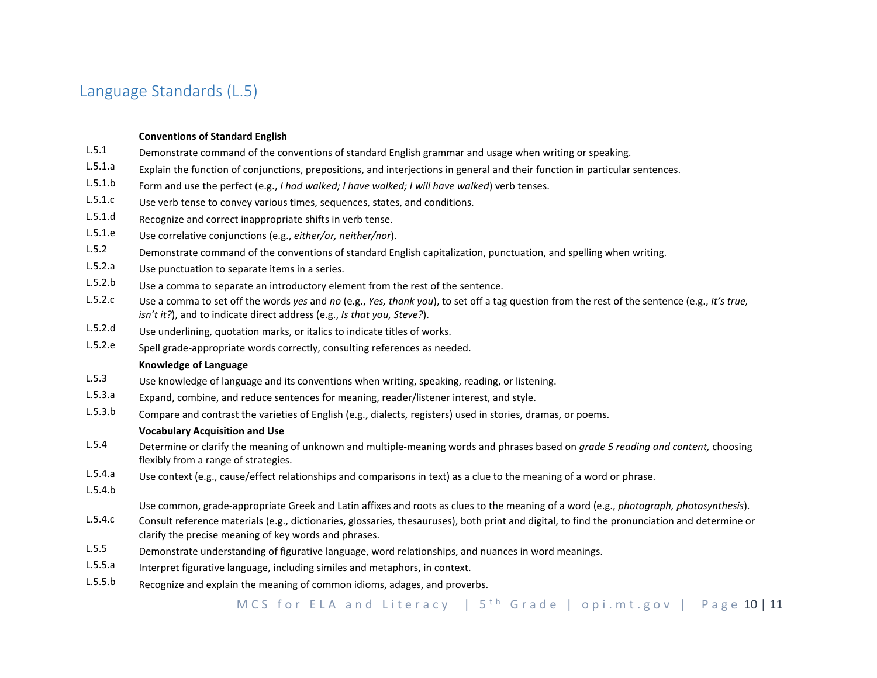## Language Standards (L.5)

| | |
|---|---|
| | **Conventions of Standard English** |
| L.5.1 | Demonstrate command of the conventions of standard English grammar and usage when writing or speaking. |
| L.5.1.a | Explain the function of conjunctions, prepositions, and interjections in general and their function in particular sentences. |
| L.5.1.b | Form and use the perfect (e.g., *I had walked; I have walked; I will have walked*) verb tenses. |
| L.5.1.c | Use verb tense to convey various times, sequences, states, and conditions. |
| L.5.1.d | Recognize and correct inappropriate shifts in verb tense. |
| L.5.1.e | Use correlative conjunctions (e.g., *either/or, neither/nor*). |
| L.5.2 | Demonstrate command of the conventions of standard English capitalization, punctuation, and spelling when writing. |
| L.5.2.a | Use punctuation to separate items in a series. |
| L.5.2.b | Use a comma to separate an introductory element from the rest of the sentence. |
| L.5.2.c | Use a comma to set off the words *yes* and *no* (e.g., *Yes, thank you*), to set off a tag question from the rest of the sentence (e.g., *It's true, isn't it?*), and to indicate direct address (e.g., *Is that you, Steve?*). |
| L.5.2.d | Use underlining, quotation marks, or italics to indicate titles of works. |
| L.5.2.e | Spell grade-appropriate words correctly, consulting references as needed. |
| | **Knowledge of Language** |
| L.5.3 | Use knowledge of language and its conventions when writing, speaking, reading, or listening. |
| L.5.3.a | Expand, combine, and reduce sentences for meaning, reader/listener interest, and style. |
| L.5.3.b | Compare and contrast the varieties of English (e.g., dialects, registers) used in stories, dramas, or poems. |
| | **Vocabulary Acquisition and Use** |
| L.5.4 | Determine or clarify the meaning of unknown and multiple-meaning words and phrases based on *grade 5 reading and content,* choosing flexibly from a range of strategies. |
| L.5.4.a | Use context (e.g., cause/effect relationships and comparisons in text) as a clue to the meaning of a word or phrase. |
| L.5.4.b | Use common, grade-appropriate Greek and Latin affixes and roots as clues to the meaning of a word (e.g., *photograph, photosynthesis*). |
| L.5.4.c | Consult reference materials (e.g., dictionaries, glossaries, thesauruses), both print and digital, to find the pronunciation and determine or clarify the precise meaning of key words and phrases. |
| L.5.5 | Demonstrate understanding of figurative language, word relationships, and nuances in word meanings. |
| L.5.5.a | Interpret figurative language, including similes and metaphors, in context. |
| L.5.5.b | Recognize and explain the meaning of common idioms, adages, and proverbs. |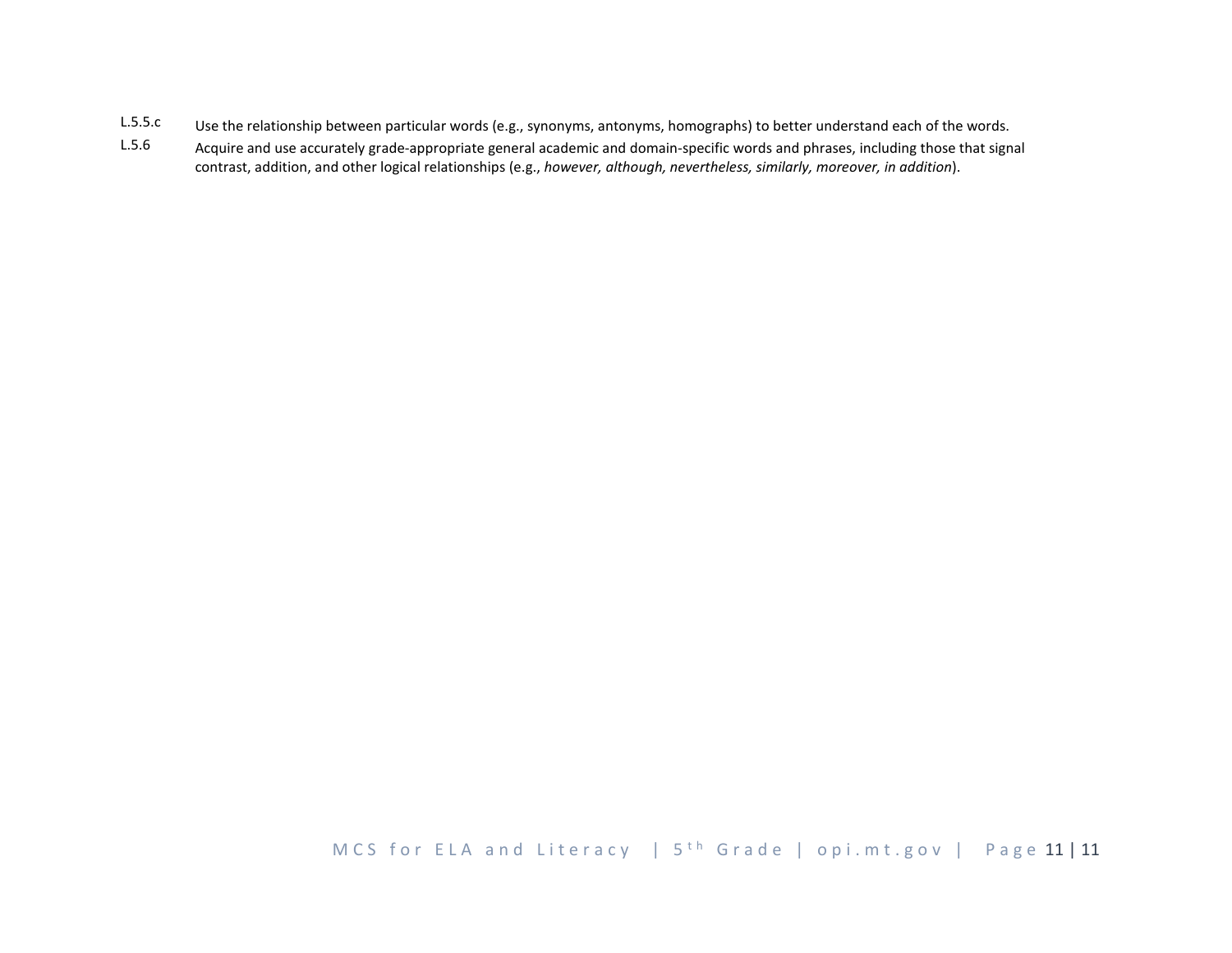| | |
|---|---|
| L.5.5.c | Use the relationship between particular words (e.g., synonyms, antonyms, homographs) to better understand each of the words. |
| L.5.6 | Acquire and use accurately grade-appropriate general academic and domain-specific words and phrases, including those that signal contrast, addition, and other logical relationships (e.g., *however, although, nevertheless, similarly, moreover, in addition*). |